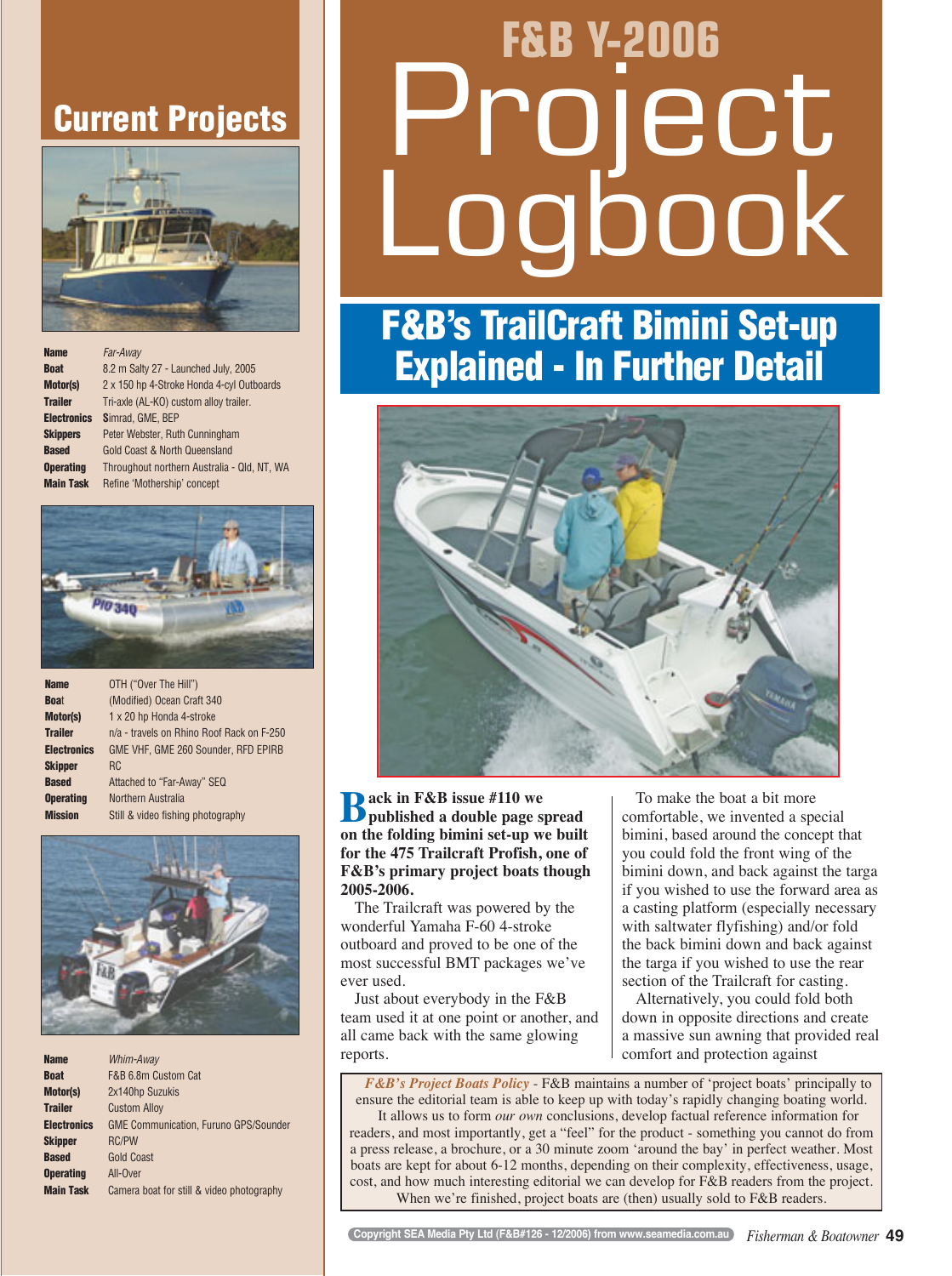# F&B Y-2006 Project Logbook

## F&B's TrailCraft Bimini Set-up Explained - In Further Detail

**Back in F&B issue #110 we published a double page spread on the folding bimini set-up we built for the 475 Trailcraft Profish, one of F&B's primary project boats though 2005-2006.**

The Trailcraft was powered by the wonderful Yamaha F-60 4-stroke outboard and proved to be one of the most successful BMT packages we've ever used.

Just about everybody in the F&B team used it at one point or another, and all came back with the same glowing reports.

To make the boat a bit more comfortable, we invented a special bimini, based around the concept that you could fold the front wing of the bimini down, and back against the targa if you wished to use the forward area as a casting platform (especially necessary with saltwater flyfishing) and/or fold the back bimini down and back against the targa if you wished to use the rear section of the Trailcraft for casting.

Alternatively, you could fold both down in opposite directions and create a massive sun awning that provided real comfort and protection against

---

*F&B's Project Boats Policy* - F&B maintains a number of 'project boats' principally to ensure the editorial team is able to keep up with today's rapidly changing boating world. It allows us to form *our own* conclusions, develop factual reference information for readers, and most importantly, get a "feel" for the product - something you cannot do from a press release, a brochure, or a 30 minute zoom 'around the bay' in perfect weather. Most boats are kept for about 6-12 months, depending on their complexity, effectiveness, usage, cost, and how much interesting editorial we can develop for F&B readers from the project. When we're finished, project boats are (then) usually sold to F&B readers.

---

## Current Projects

| | |
|---|---|
| **Name** | *Far-Away* |
| **Boat** | 8.2 m Salty 27 - Launched July, 2005 |
| **Motor(s)** | 2 x 150 hp 4-Stroke Honda 4-cyl Outboards |
| **Trailer** | Tri-axle (AL-KO) custom alloy trailer. |
| **Electronics** | Simrad, GME, BEP |
| **Skippers** | Peter Webster, Ruth Cunningham |
| **Based** | Gold Coast & North Queensland |
| **Operating** | Throughout northern Australia - Qld, NT, WA |
| **Main Task** | Refine 'Mothership' concept |

| | |
|---|---|
| **Name** | OTH ("Over The Hill") |
| **Boat** | (Modified) Ocean Craft 340 |
| **Motor(s)** | 1 x 20 hp Honda 4-stroke |
| **Trailer** | n/a - travels on Rhino Roof Rack on F-250 |
| **Electronics** | GME VHF, GME 260 Sounder, RFD EPIRB |
| **Skipper** | RC |
| **Based** | Attached to "Far-Away" SEQ |
| **Operating** | Northern Australia |
| **Mission** | Still & video fishing photography |

| | |
|---|---|
| **Name** | *Whim-Away* |
| **Boat** | F&B 6.8m Custom Cat |
| **Motor(s)** | 2x140hp Suzukis |
| **Trailer** | Custom Alloy |
| **Electronics** | GME Communication, Furuno GPS/Sounder |
| **Skipper** | RC/PW |
| **Based** | Gold Coast |
| **Operating** | All-Over |
| **Main Task** | Camera boat for still & video photography |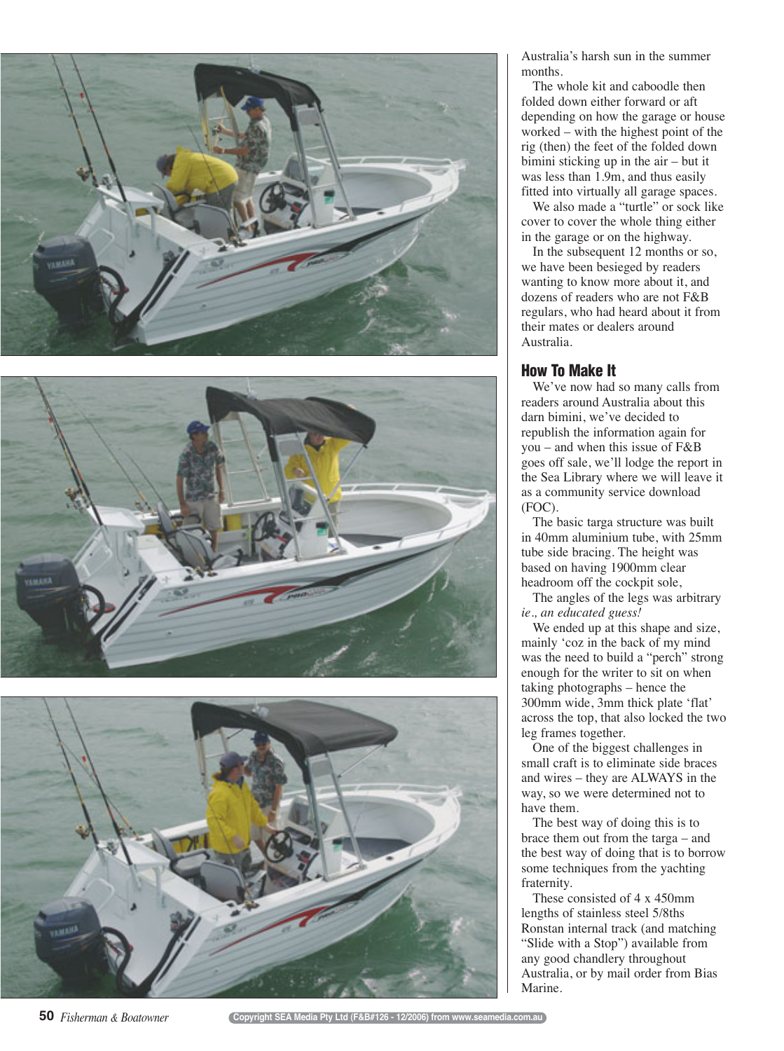Australia's harsh sun in the summer months.

The whole kit and caboodle then folded down either forward or aft depending on how the garage or house worked – with the highest point of the rig (then) the feet of the folded down bimini sticking up in the air – but it was less than 1.9m, and thus easily fitted into virtually all garage spaces.

We also made a "turtle" or sock like cover to cover the whole thing either in the garage or on the highway.

In the subsequent 12 months or so, we have been besieged by readers wanting to know more about it, and dozens of readers who are not F&B regulars, who had heard about it from their mates or dealers around Australia.

## How To Make It

We've now had so many calls from readers around Australia about this darn bimini, we've decided to republish the information again for you – and when this issue of F&B goes off sale, we'll lodge the report in the Sea Library where we will leave it as a community service download (FOC).

The basic targa structure was built in 40mm aluminium tube, with 25mm tube side bracing. The height was based on having 1900mm clear headroom off the cockpit sole,

The angles of the legs was arbitrary *ie., an educated guess!*

We ended up at this shape and size, mainly 'coz in the back of my mind was the need to build a "perch" strong enough for the writer to sit on when taking photographs – hence the 300mm wide, 3mm thick plate 'flat' across the top, that also locked the two leg frames together.

One of the biggest challenges in small craft is to eliminate side braces and wires – they are ALWAYS in the way, so we were determined not to have them.

The best way of doing this is to brace them out from the targa – and the best way of doing that is to borrow some techniques from the yachting fraternity.

These consisted of 4 x 450mm lengths of stainless steel 5/8ths Ronstan internal track (and matching "Slide with a Stop") available from any good chandlery throughout Australia, or by mail order from Bias Marine.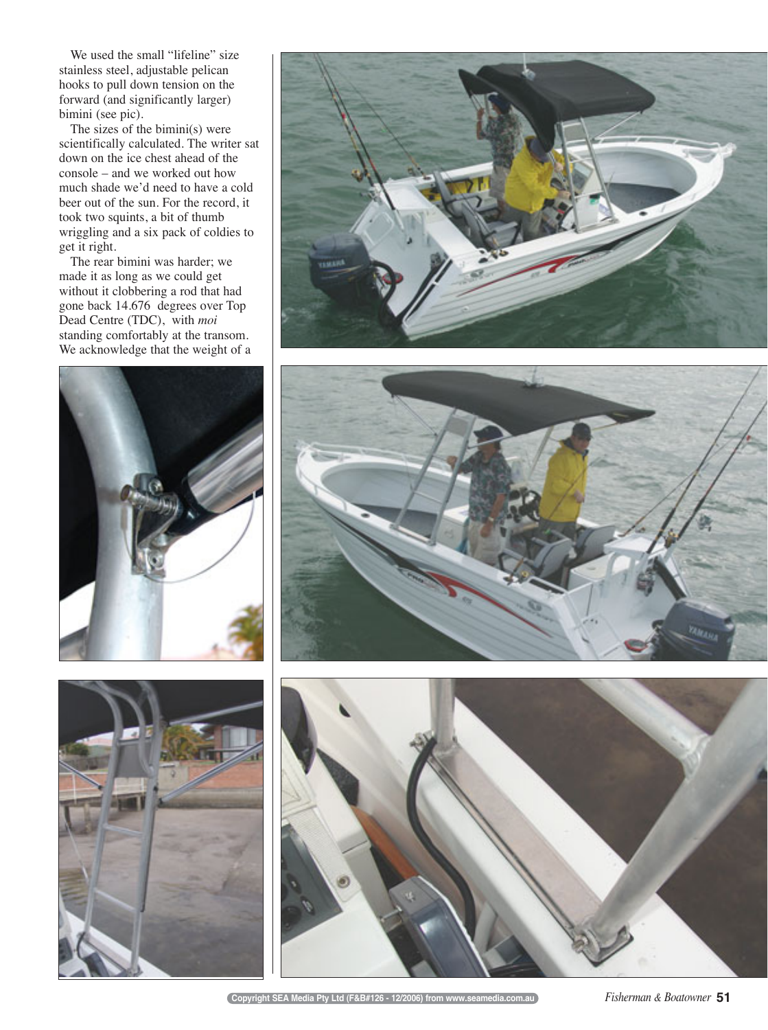We used the small "lifeline" size stainless steel, adjustable pelican hooks to pull down tension on the forward (and significantly larger) bimini (see pic).

The sizes of the bimini(s) were scientifically calculated. The writer sat down on the ice chest ahead of the console – and we worked out how much shade we'd need to have a cold beer out of the sun. For the record, it took two squints, a bit of thumb wriggling and a six pack of coldies to get it right.

The rear bimini was harder; we made it as long as we could get without it clobbering a rod that had gone back 14.676 degrees over Top Dead Centre (TDC), with *moi* standing comfortably at the transom. We acknowledge that the weight of a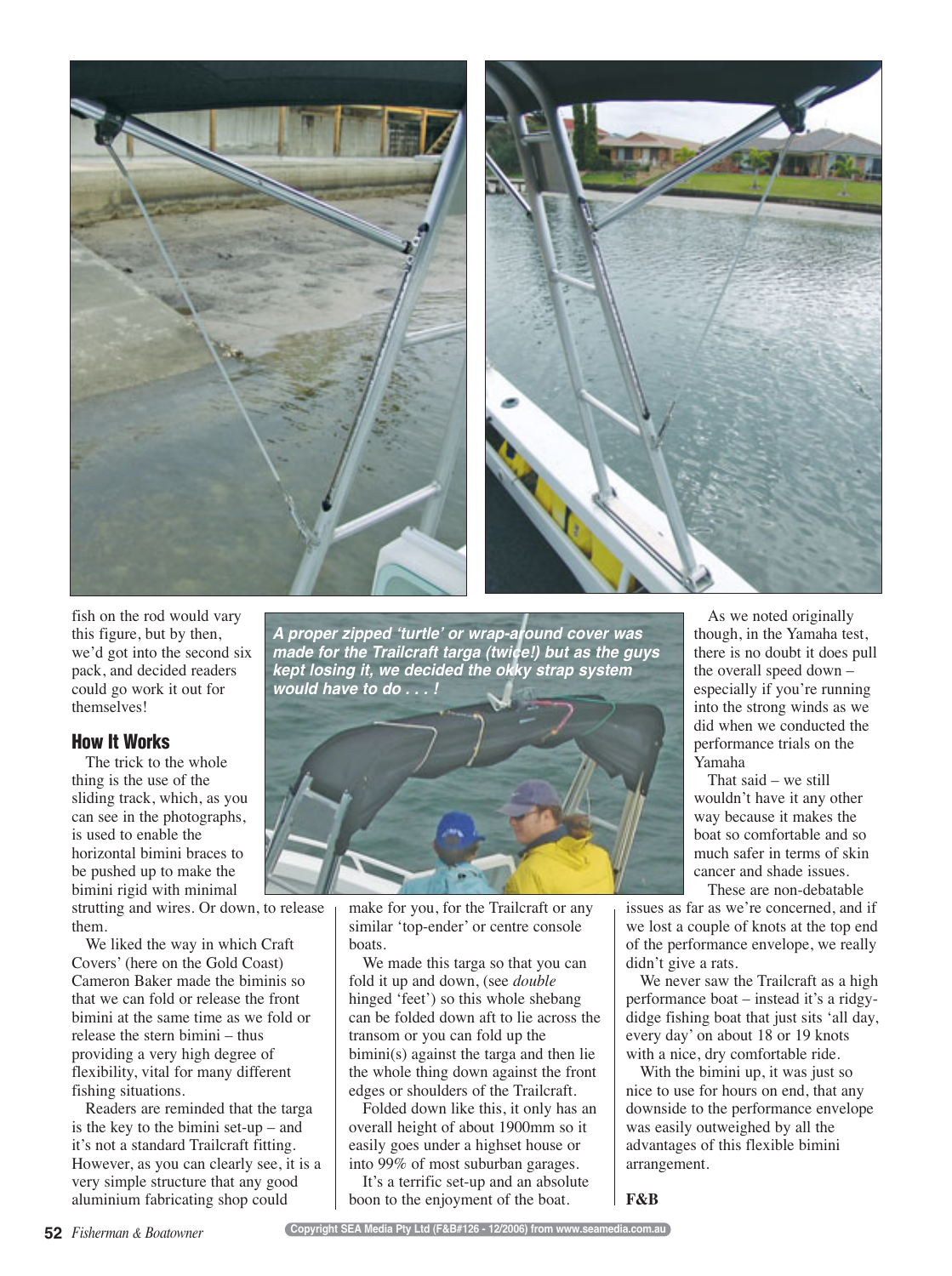fish on the rod would vary this figure, but by then, we'd got into the second six pack, and decided readers could go work it out for themselves!

## How It Works

The trick to the whole thing is the use of the sliding track, which, as you can see in the photographs, is used to enable the horizontal bimini braces to be pushed up to make the bimini rigid with minimal strutting and wires. Or down, to release them.

We liked the way in which Craft Covers' (here on the Gold Coast) Cameron Baker made the biminis so that we can fold or release the front bimini at the same time as we fold or release the stern bimini – thus providing a very high degree of flexibility, vital for many different fishing situations.

Readers are reminded that the targa is the key to the bimini set-up – and it's not a standard Trailcraft fitting. However, as you can clearly see, it is a very simple structure that any good aluminium fabricating shop could make for you, for the Trailcraft or any similar 'top-ender' or centre console boats.

***A proper zipped 'turtle' or wrap-around cover was made for the Trailcraft targa (twice!) but as the guys kept losing it, we decided the okky strap system would have to do . . . !***

We made this targa so that you can fold it up and down, (see *double* hinged 'feet') so this whole shebang can be folded down aft to lie across the transom or you can fold up the bimini(s) against the targa and then lie the whole thing down against the front edges or shoulders of the Trailcraft.

Folded down like this, it only has an overall height of about 1900mm so it easily goes under a highset house or into 99% of most suburban garages.

It's a terrific set-up and an absolute boon to the enjoyment of the boat.

As we noted originally though, in the Yamaha test, there is no doubt it does pull the overall speed down – especially if you're running into the strong winds as we did when we conducted the performance trials on the Yamaha

That said – we still wouldn't have it any other way because it makes the boat so comfortable and so much safer in terms of skin cancer and shade issues.

These are non-debatable issues as far as we're concerned, and if we lost a couple of knots at the top end of the performance envelope, we really didn't give a rats.

We never saw the Trailcraft as a high performance boat – instead it's a ridgy-didge fishing boat that just sits 'all day, every day' on about 18 or 19 knots with a nice, dry comfortable ride.

With the bimini up, it was just so nice to use for hours on end, that any downside to the performance envelope was easily outweighed by all the advantages of this flexible bimini arrangement.

**F&B**

Copyright SEA Media Pty Ltd (F&B#126 - 12/2006) from www.seamedia.com.au